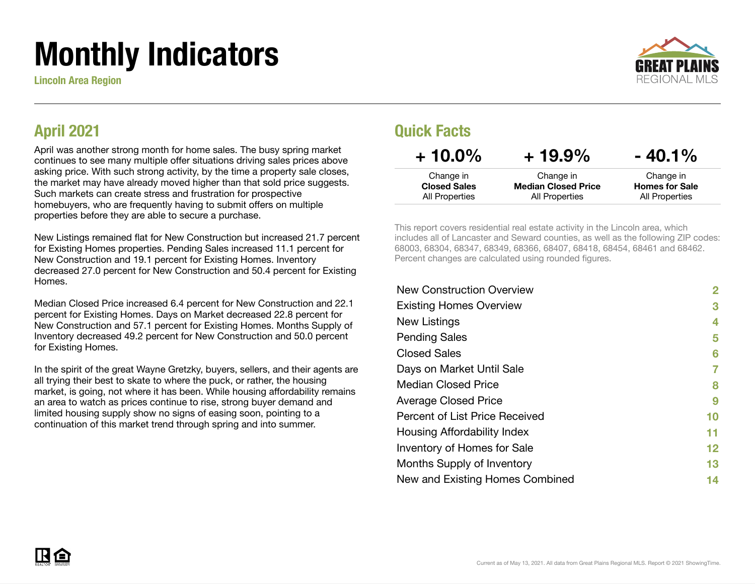# Monthly Indicators

**Lincoln Area Region**

## April 2021

April was another strong month for home sales. The busy spring market continues to see many multiple offer situations driving sales prices above asking price. With such strong activity, by the time a property sale closes, the market may have already moved higher than that sold price suggests. Such markets can create stress and frustration for prospective homebuyers, who are frequently having to submit offers on multiple properties before they are able to secure a purchase.

New Listings remained flat for New Construction but increased 21.7 percent for Existing Homes properties. Pending Sales increased 11.1 percent for New Construction and 19.1 percent for Existing Homes. Inventory decreased 27.0 percent for New Construction and 50.4 percent for Existing Homes.

Median Closed Price increased 6.4 percent for New Construction and 22.1 percent for Existing Homes. Days on Market decreased 22.8 percent for New Construction and 57.1 percent for Existing Homes. Months Supply of Inventory decreased 49.2 percent for New Construction and 50.0 percent for Existing Homes.

In the spirit of the great Wayne Gretzky, buyers, sellers, and their agents are all trying their best to skate to where the puck, or rather, the housing market, is going, not where it has been. While housing affordability remains an area to watch as prices continue to rise, strong buyer demand and limited housing supply show no signs of easing soon, pointing to a continuation of this market trend through spring and into summer.

## Quick Facts

| + 10.0% | + 19.9% | - 40.1% |
|---|---|---|
| Change in **Closed Sales** All Properties | Change in **Median Closed Price** All Properties | Change in **Homes for Sale** All Properties |

This report covers residential real estate activity in the Lincoln area, which includes all of Lancaster and Seward counties, as well as the following ZIP codes: 68003, 68304, 68347, 68349, 68366, 68407, 68418, 68454, 68461 and 68462. Percent changes are calculated using rounded figures.

| | |
|---|---|
| New Construction Overview | 2 |
| Existing Homes Overview | 3 |
| New Listings | 4 |
| Pending Sales | 5 |
| Closed Sales | 6 |
| Days on Market Until Sale | 7 |
| Median Closed Price | 8 |
| Average Closed Price | 9 |
| Percent of List Price Received | 10 |
| Housing Affordability Index | 11 |
| Inventory of Homes for Sale | 12 |
| Months Supply of Inventory | 13 |
| New and Existing Homes Combined | 14 |

Current as of May 13, 2021. All data from Great Plains Regional MLS. Report © 2021 ShowingTime.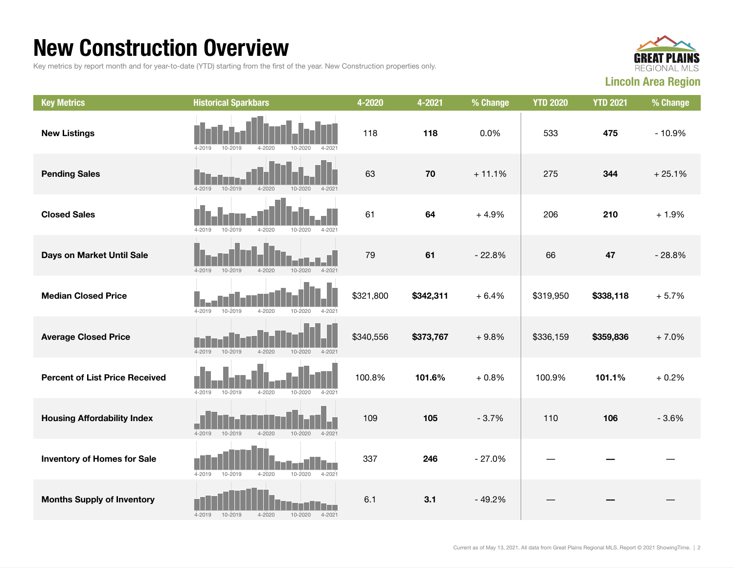# New Construction Overview

Key metrics by report month and for year-to-date (YTD) starting from the first of the year. New Construction properties only.

**GREAT PLAINS** REGIONAL MLS

**Lincoln Area Region**

| Key Metrics | Historical Sparkbars | 4-2020 | 4-2021 | % Change | YTD 2020 | YTD 2021 | % Change |
|---|---|---|---|---|---|---|---|
| **New Listings** | 4-2019 10-2019 4-2020 10-2020 4-2021 | 118 | **118** | 0.0% | 533 | **475** | - 10.9% |
| **Pending Sales** | 4-2019 10-2019 4-2020 10-2020 4-2021 | 63 | **70** | + 11.1% | 275 | **344** | + 25.1% |
| **Closed Sales** | 4-2019 10-2019 4-2020 10-2020 4-2021 | 61 | **64** | + 4.9% | 206 | **210** | + 1.9% |
| **Days on Market Until Sale** | 4-2019 10-2019 4-2020 10-2020 4-2021 | 79 | **61** | - 22.8% | 66 | **47** | - 28.8% |
| **Median Closed Price** | 4-2019 10-2019 4-2020 10-2020 4-2021 | $321,800 | **$342,311** | + 6.4% | $319,950 | **$338,118** | + 5.7% |
| **Average Closed Price** | 4-2019 10-2019 4-2020 10-2020 4-2021 | $340,556 | **$373,767** | + 9.8% | $336,159 | **$359,836** | + 7.0% |
| **Percent of List Price Received** | 4-2019 10-2019 4-2020 10-2020 4-2021 | 100.8% | **101.6%** | + 0.8% | 100.9% | **101.1%** | + 0.2% |
| **Housing Affordability Index** | 4-2019 10-2019 4-2020 10-2020 4-2021 | 109 | **105** | - 3.7% | 110 | **106** | - 3.6% |
| **Inventory of Homes for Sale** | 4-2019 10-2019 4-2020 10-2020 4-2021 | 337 | **246** | - 27.0% | — | **—** | — |
| **Months Supply of Inventory** | 4-2019 10-2019 4-2020 10-2020 4-2021 | 6.1 | **3.1** | - 49.2% | — | **—** | — |

Current as of May 13, 2021. All data from Great Plains Regional MLS. Report © 2021 ShowingTime.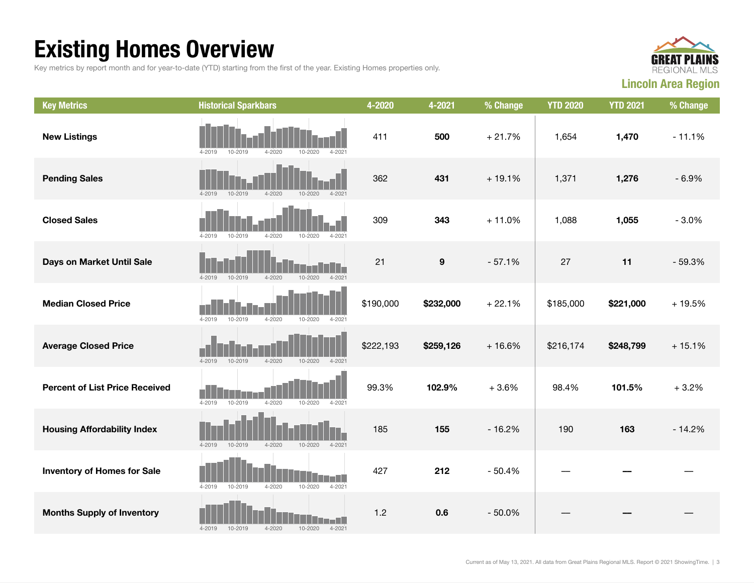# Existing Homes Overview

Key metrics by report month and for year-to-date (YTD) starting from the first of the year. Existing Homes properties only.

GREAT PLAINS REGIONAL MLS

**Lincoln Area Region**

| Key Metrics | Historical Sparkbars | 4-2020 | 4-2021 | % Change | YTD 2020 | YTD 2021 | % Change |
|---|---|---|---|---|---|---|---|
| **New Listings** | 4-2019 10-2019 4-2020 10-2020 4-2021 | 411 | **500** | + 21.7% | 1,654 | **1,470** | - 11.1% |
| **Pending Sales** | 4-2019 10-2019 4-2020 10-2020 4-2021 | 362 | **431** | + 19.1% | 1,371 | **1,276** | - 6.9% |
| **Closed Sales** | 4-2019 10-2019 4-2020 10-2020 4-2021 | 309 | **343** | + 11.0% | 1,088 | **1,055** | - 3.0% |
| **Days on Market Until Sale** | 4-2019 10-2019 4-2020 10-2020 4-2021 | 21 | **9** | - 57.1% | 27 | **11** | - 59.3% |
| **Median Closed Price** | 4-2019 10-2019 4-2020 10-2020 4-2021 | $190,000 | **$232,000** | + 22.1% | $185,000 | **$221,000** | + 19.5% |
| **Average Closed Price** | 4-2019 10-2019 4-2020 10-2020 4-2021 | $222,193 | **$259,126** | + 16.6% | $216,174 | **$248,799** | + 15.1% |
| **Percent of List Price Received** | 4-2019 10-2019 4-2020 10-2020 4-2021 | 99.3% | **102.9%** | + 3.6% | 98.4% | **101.5%** | + 3.2% |
| **Housing Affordability Index** | 4-2019 10-2019 4-2020 10-2020 4-2021 | 185 | **155** | - 16.2% | 190 | **163** | - 14.2% |
| **Inventory of Homes for Sale** | 4-2019 10-2019 4-2020 10-2020 4-2021 | 427 | **212** | - 50.4% | — | **—** | — |
| **Months Supply of Inventory** | 4-2019 10-2019 4-2020 10-2020 4-2021 | 1.2 | **0.6** | - 50.0% | — | **—** | — |

Current as of May 13, 2021. All data from Great Plains Regional MLS. Report © 2021 ShowingTime.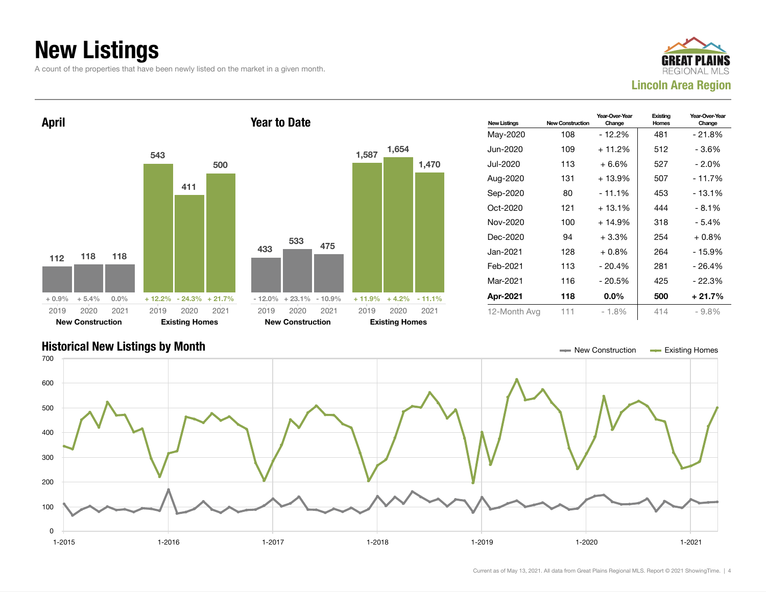# New Listings

A count of the properties that have been newly listed on the market in a given month.

GREAT PLAINS REGIONAL MLS

**Lincoln Area Region**

## April

| | 2019 | 2020 | 2021 |
|---|---|---|---|
| New Construction | 112 | 118 | 118 |
| Change | + 0.9% | + 5.4% | 0.0% |
| Existing Homes | 543 | 411 | 500 |
| Change | + 12.2% | - 24.3% | + 21.7% |

## Year to Date

| | 2019 | 2020 | 2021 |
|---|---|---|---|
| New Construction | 433 | 533 | 475 |
| Change | - 12.0% | + 23.1% | - 10.9% |
| Existing Homes | 1,587 | 1,654 | 1,470 |
| Change | + 11.9% | + 4.2% | - 11.1% |

| New Listings | New Construction | Year-Over-Year Change | Existing Homes | Year-Over-Year Change |
|---|---|---|---|---|
| May-2020 | 108 | - 12.2% | 481 | - 21.8% |
| Jun-2020 | 109 | + 11.2% | 512 | - 3.6% |
| Jul-2020 | 113 | + 6.6% | 527 | - 2.0% |
| Aug-2020 | 131 | + 13.9% | 507 | - 11.7% |
| Sep-2020 | 80 | - 11.1% | 453 | - 13.1% |
| Oct-2020 | 121 | + 13.1% | 444 | - 8.1% |
| Nov-2020 | 100 | + 14.9% | 318 | - 5.4% |
| Dec-2020 | 94 | + 3.3% | 254 | + 0.8% |
| Jan-2021 | 128 | + 0.8% | 264 | - 15.9% |
| Feb-2021 | 113 | - 20.4% | 281 | - 26.4% |
| Mar-2021 | 116 | - 20.5% | 425 | - 22.3% |
| **Apr-2021** | **118** | **0.0%** | **500** | **+ 21.7%** |
| 12-Month Avg | 111 | - 1.8% | 414 | - 9.8% |

## Historical New Listings by Month

Legend: New Construction, Existing Homes

Y-axis: 0 to 700; X-axis: 1-2015 to 1-2021

Current as of May 13, 2021. All data from Great Plains Regional MLS. Report © 2021 ShowingTime.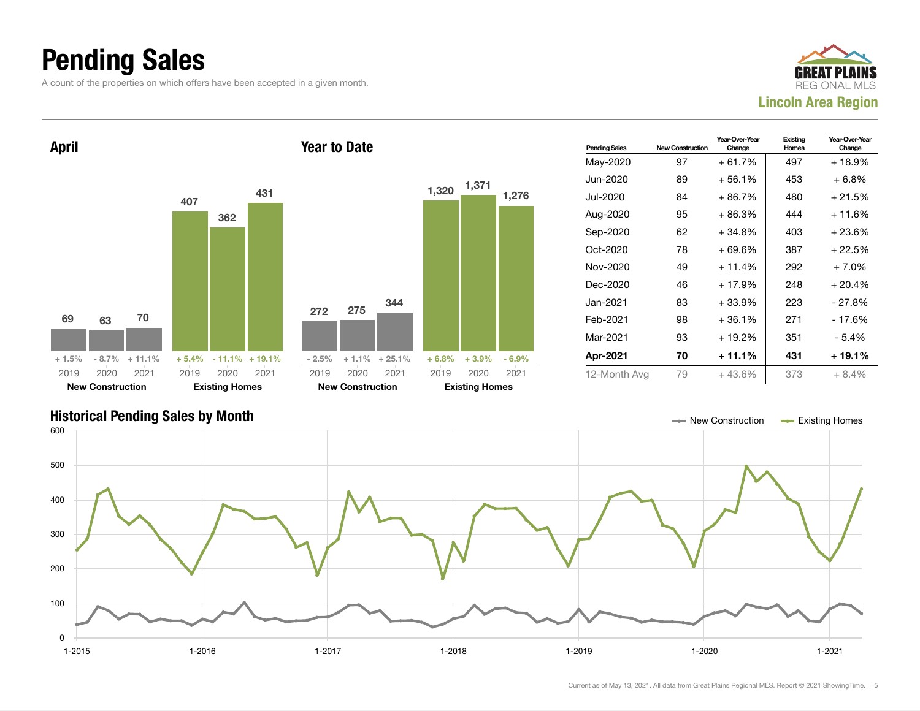# Pending Sales

A count of the properties on which offers have been accepted in a given month.

**GREAT PLAINS REGIONAL MLS**
**Lincoln Area Region**

## April

| | New Construction | | | Existing Homes | | |
|---|---|---|---|---|---|---|
| | 2019 | 2020 | 2021 | 2019 | 2020 | 2021 |
| Pending Sales | 69 | 63 | 70 | 407 | 362 | 431 |
| Change | + 1.5% | - 8.7% | + 11.1% | + 5.4% | - 11.1% | + 19.1% |

## Year to Date

| | New Construction | | | Existing Homes | | |
|---|---|---|---|---|---|---|
| | 2019 | 2020 | 2021 | 2019 | 2020 | 2021 |
| Pending Sales | 272 | 275 | 344 | 1,320 | 1,371 | 1,276 |
| Change | - 2.5% | + 1.1% | + 25.1% | + 6.8% | + 3.9% | - 6.9% |

| Pending Sales | New Construction | Year-Over-Year Change | Existing Homes | Year-Over-Year Change |
|---|---|---|---|---|
| May-2020 | 97 | + 61.7% | 497 | + 18.9% |
| Jun-2020 | 89 | + 56.1% | 453 | + 6.8% |
| Jul-2020 | 84 | + 86.7% | 480 | + 21.5% |
| Aug-2020 | 95 | + 86.3% | 444 | + 11.6% |
| Sep-2020 | 62 | + 34.8% | 403 | + 23.6% |
| Oct-2020 | 78 | + 69.6% | 387 | + 22.5% |
| Nov-2020 | 49 | + 11.4% | 292 | + 7.0% |
| Dec-2020 | 46 | + 17.9% | 248 | + 20.4% |
| Jan-2021 | 83 | + 33.9% | 223 | - 27.8% |
| Feb-2021 | 98 | + 36.1% | 271 | - 17.6% |
| Mar-2021 | 93 | + 19.2% | 351 | - 5.4% |
| **Apr-2021** | **70** | **+ 11.1%** | **431** | **+ 19.1%** |
| 12-Month Avg | 79 | + 43.6% | 373 | + 8.4% |

## Historical Pending Sales by Month

New Construction — Existing Homes

Current as of May 13, 2021. All data from Great Plains Regional MLS. Report © 2021 ShowingTime.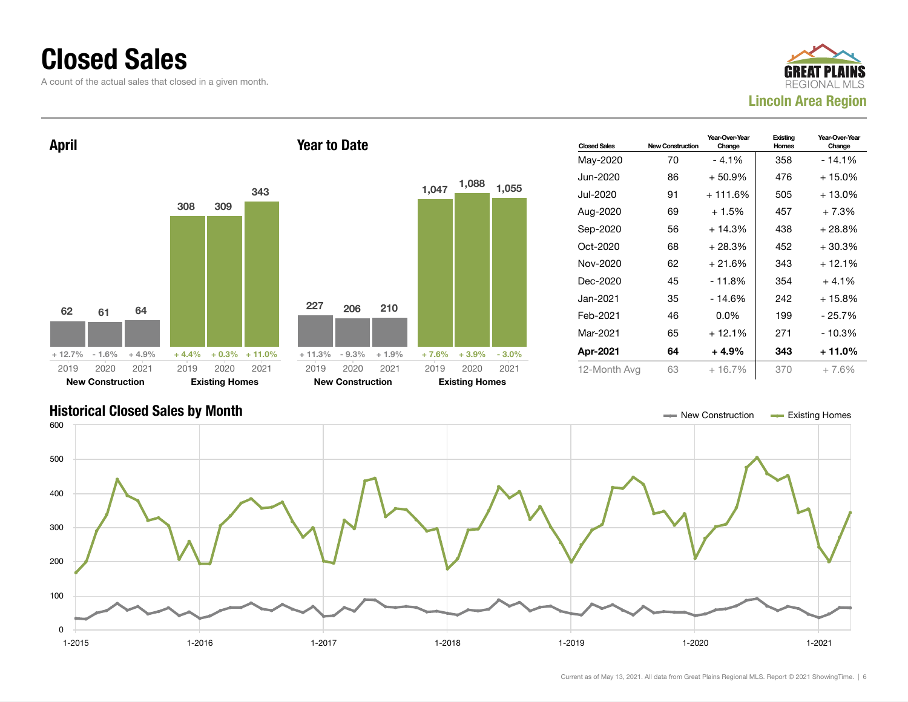# Closed Sales

A count of the actual sales that closed in a given month.

GREAT PLAINS REGIONAL MLS

**Lincoln Area Region**

## April

| | 2019 | 2020 | 2021 |
|---|---|---|---|
| New Construction | 62 | 61 | 64 |
| Change | + 12.7% | - 1.6% | + 4.9% |
| Existing Homes | 308 | 309 | 343 |
| Change | + 4.4% | + 0.3% | + 11.0% |

## Year to Date

| | 2019 | 2020 | 2021 |
|---|---|---|---|
| New Construction | 227 | 206 | 210 |
| Change | + 11.3% | - 9.3% | + 1.9% |
| Existing Homes | 1,047 | 1,088 | 1,055 |
| Change | + 7.6% | + 3.9% | - 3.0% |

| Closed Sales | New Construction | Year-Over-Year Change | Existing Homes | Year-Over-Year Change |
|---|---|---|---|---|
| May-2020 | 70 | - 4.1% | 358 | - 14.1% |
| Jun-2020 | 86 | + 50.9% | 476 | + 15.0% |
| Jul-2020 | 91 | + 111.6% | 505 | + 13.0% |
| Aug-2020 | 69 | + 1.5% | 457 | + 7.3% |
| Sep-2020 | 56 | + 14.3% | 438 | + 28.8% |
| Oct-2020 | 68 | + 28.3% | 452 | + 30.3% |
| Nov-2020 | 62 | + 21.6% | 343 | + 12.1% |
| Dec-2020 | 45 | - 11.8% | 354 | + 4.1% |
| Jan-2021 | 35 | - 14.6% | 242 | + 15.8% |
| Feb-2021 | 46 | 0.0% | 199 | - 25.7% |
| Mar-2021 | 65 | + 12.1% | 271 | - 10.3% |
| **Apr-2021** | **64** | **+ 4.9%** | **343** | **+ 11.0%** |
| 12-Month Avg | 63 | + 16.7% | 370 | + 7.6% |

## Historical Closed Sales by Month

New Construction | Existing Homes

Current as of May 13, 2021. All data from Great Plains Regional MLS. Report © 2021 ShowingTime.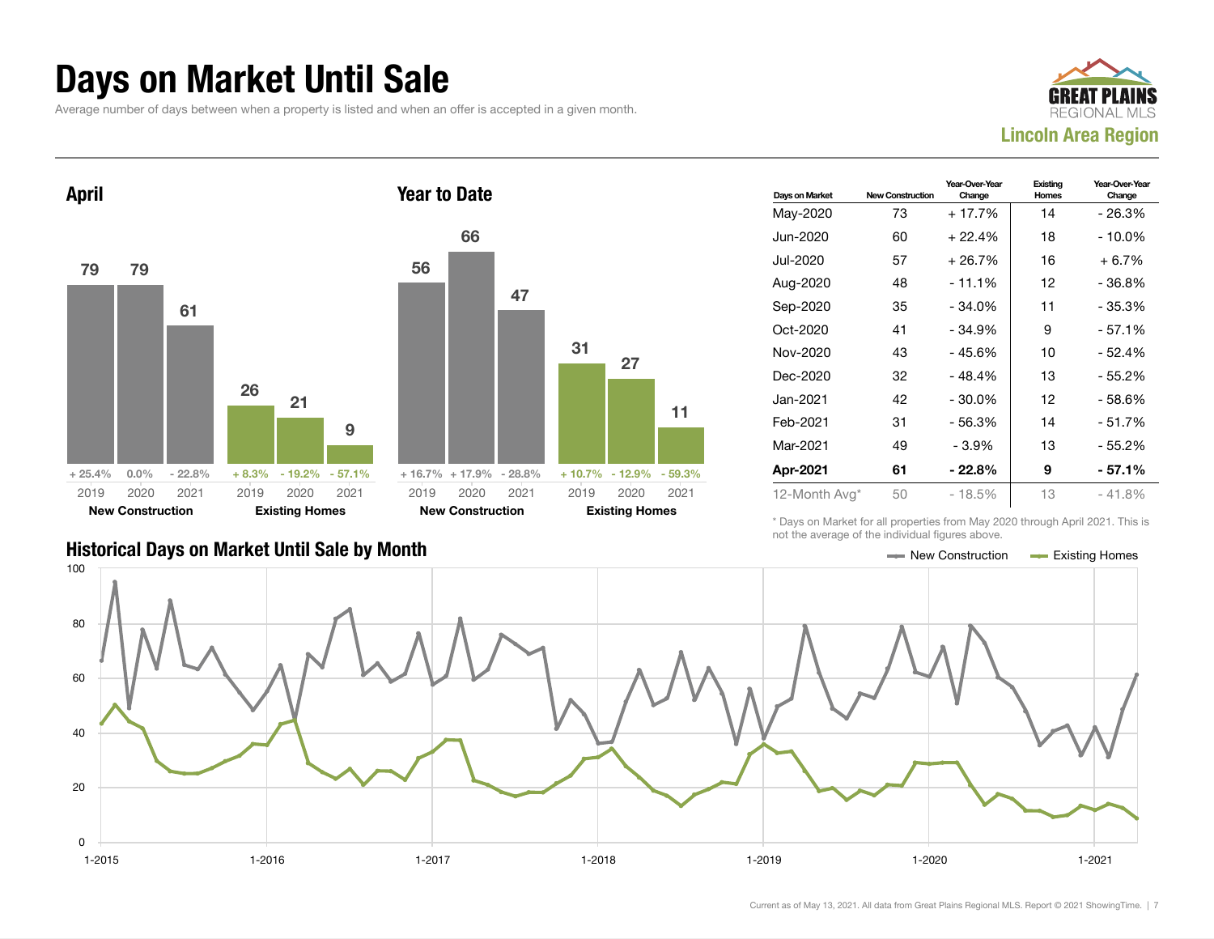# Days on Market Until Sale

Average number of days between when a property is listed and when an offer is accepted in a given month.

**GREAT PLAINS REGIONAL MLS**
**Lincoln Area Region**

## April

| | 2019 | 2020 | 2021 |
|---|---|---|---|
| New Construction | 79 | 79 | 61 |
| Change | + 25.4% | 0.0% | - 22.8% |
| Existing Homes | 26 | 21 | 9 |
| Change | + 8.3% | - 19.2% | - 57.1% |

## Year to Date

| | 2019 | 2020 | 2021 |
|---|---|---|---|
| New Construction | 56 | 66 | 47 |
| Change | + 16.7% | + 17.9% | - 28.8% |
| Existing Homes | 31 | 27 | 11 |
| Change | + 10.7% | - 12.9% | - 59.3% |

| Days on Market | New Construction | Year-Over-Year Change | Existing Homes | Year-Over-Year Change |
|---|---|---|---|---|
| May-2020 | 73 | + 17.7% | 14 | - 26.3% |
| Jun-2020 | 60 | + 22.4% | 18 | - 10.0% |
| Jul-2020 | 57 | + 26.7% | 16 | + 6.7% |
| Aug-2020 | 48 | - 11.1% | 12 | - 36.8% |
| Sep-2020 | 35 | - 34.0% | 11 | - 35.3% |
| Oct-2020 | 41 | - 34.9% | 9 | - 57.1% |
| Nov-2020 | 43 | - 45.6% | 10 | - 52.4% |
| Dec-2020 | 32 | - 48.4% | 13 | - 55.2% |
| Jan-2021 | 42 | - 30.0% | 12 | - 58.6% |
| Feb-2021 | 31 | - 56.3% | 14 | - 51.7% |
| Mar-2021 | 49 | - 3.9% | 13 | - 55.2% |
| **Apr-2021** | **61** | **- 22.8%** | **9** | **- 57.1%** |
| 12-Month Avg* | 50 | - 18.5% | 13 | - 41.8% |

\* Days on Market for all properties from May 2020 through April 2021. This is not the average of the individual figures above.

## Historical Days on Market Until Sale by Month

New Construction — Existing Homes

Current as of May 13, 2021. All data from Great Plains Regional MLS. Report © 2021 ShowingTime.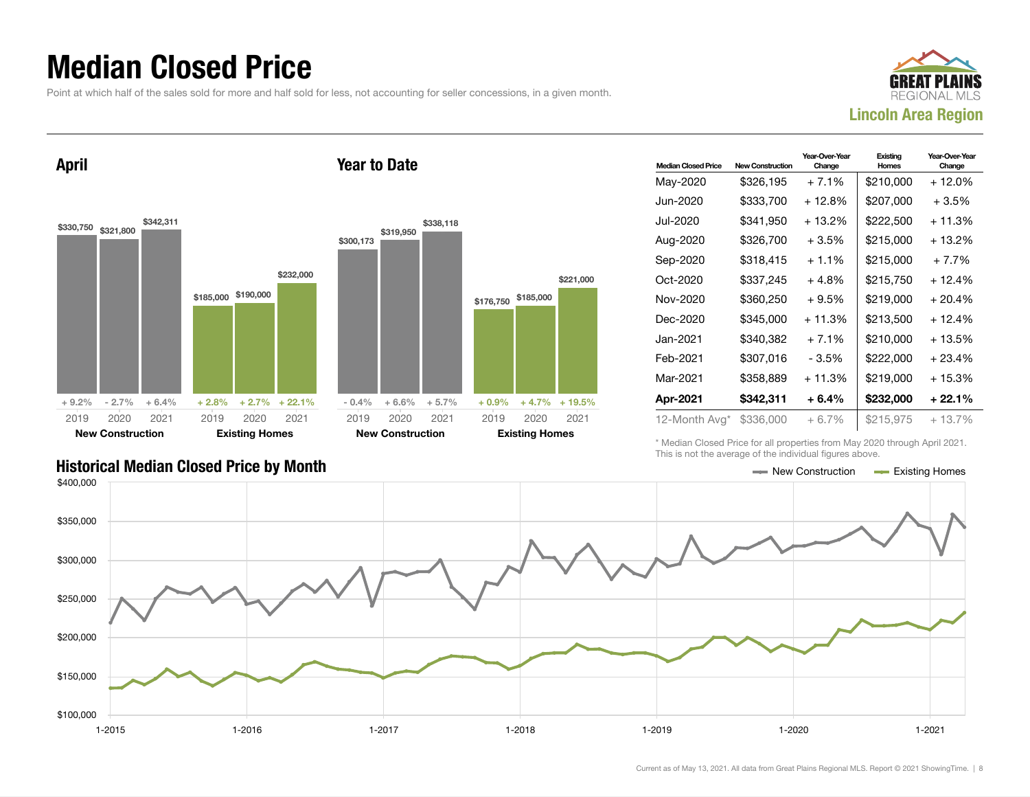# Median Closed Price

Point at which half of the sales sold for more and half sold for less, not accounting for seller concessions, in a given month.

**GREAT PLAINS REGIONAL MLS**

**Lincoln Area Region**

## April

| | 2019 | 2020 | 2021 |
|---|---|---|---|
| New Construction | $330,750 | $321,800 | $342,311 |
| Year-Over-Year Change | + 9.2% | - 2.7% | + 6.4% |
| Existing Homes | $185,000 | $190,000 | $232,000 |
| Year-Over-Year Change | + 2.8% | + 2.7% | + 22.1% |

## Year to Date

| | 2019 | 2020 | 2021 |
|---|---|---|---|
| New Construction | $300,173 | $319,950 | $338,118 |
| Year-Over-Year Change | - 0.4% | + 6.6% | + 5.7% |
| Existing Homes | $176,750 | $185,000 | $221,000 |
| Year-Over-Year Change | + 0.9% | + 4.7% | + 19.5% |

| Median Closed Price | New Construction | Year-Over-Year Change | Existing Homes | Year-Over-Year Change |
|---|---|---|---|---|
| May-2020 | $326,195 | + 7.1% | $210,000 | + 12.0% |
| Jun-2020 | $333,700 | + 12.8% | $207,000 | + 3.5% |
| Jul-2020 | $341,950 | + 13.2% | $222,500 | + 11.3% |
| Aug-2020 | $326,700 | + 3.5% | $215,000 | + 13.2% |
| Sep-2020 | $318,415 | + 1.1% | $215,000 | + 7.7% |
| Oct-2020 | $337,245 | + 4.8% | $215,750 | + 12.4% |
| Nov-2020 | $360,250 | + 9.5% | $219,000 | + 20.4% |
| Dec-2020 | $345,000 | + 11.3% | $213,500 | + 12.4% |
| Jan-2021 | $340,382 | + 7.1% | $210,000 | + 13.5% |
| Feb-2021 | $307,016 | - 3.5% | $222,000 | + 23.4% |
| Mar-2021 | $358,889 | + 11.3% | $219,000 | + 15.3% |
| **Apr-2021** | **$342,311** | **+ 6.4%** | **$232,000** | **+ 22.1%** |
| 12-Month Avg* | $336,000 | + 6.7% | $215,975 | + 13.7% |

\* Median Closed Price for all properties from May 2020 through April 2021. This is not the average of the individual figures above.

## Historical Median Closed Price by Month

New Construction — Existing Homes

$400,000 / $350,000 / $300,000 / $250,000 / $200,000 / $150,000 / $100,000

1-2015 / 1-2016 / 1-2017 / 1-2018 / 1-2019 / 1-2020 / 1-2021

Current as of May 13, 2021. All data from Great Plains Regional MLS. Report © 2021 ShowingTime.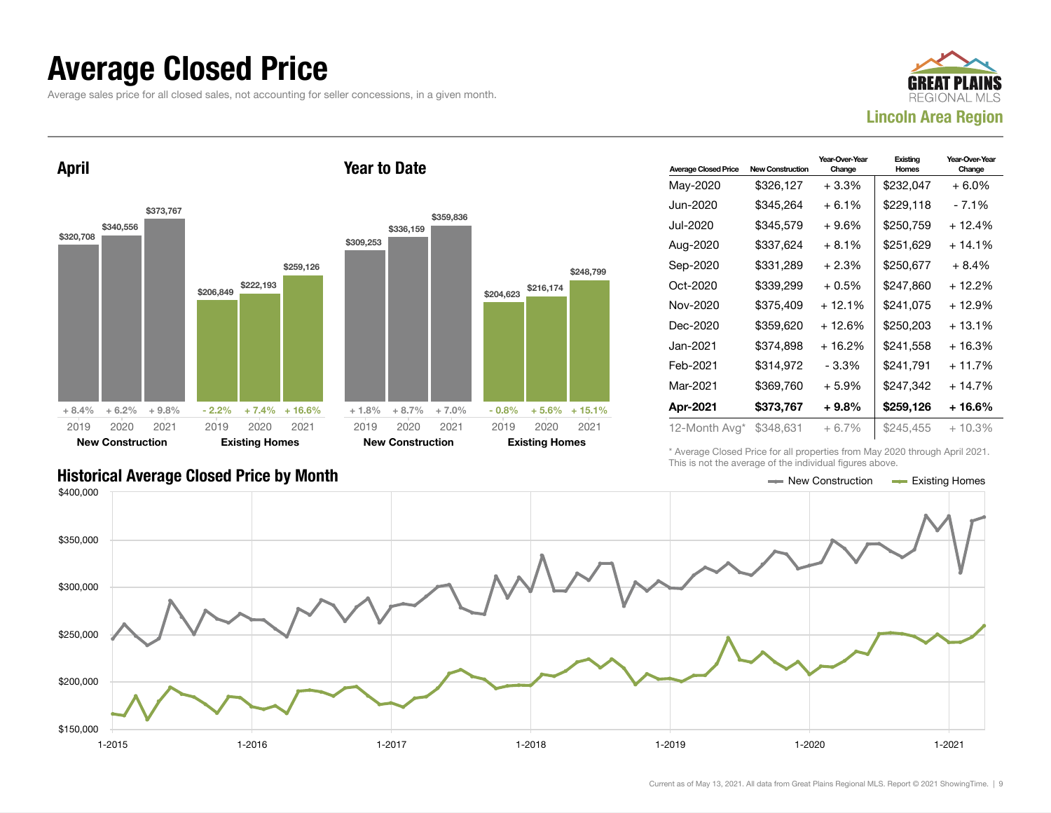# Average Closed Price

Average sales price for all closed sales, not accounting for seller concessions, in a given month.

**Lincoln Area Region**

## April

| | 2019 | 2020 | 2021 |
|---|---|---|---|
| **New Construction** | $320,708 | $340,556 | $373,767 |
| Change | + 8.4% | + 6.2% | + 9.8% |
| **Existing Homes** | $206,849 | $222,193 | $259,126 |
| Change | - 2.2% | + 7.4% | + 16.6% |

## Year to Date

| | 2019 | 2020 | 2021 |
|---|---|---|---|
| **New Construction** | $309,253 | $336,159 | $359,836 |
| Change | + 1.8% | + 8.7% | + 7.0% |
| **Existing Homes** | $204,623 | $216,174 | $248,799 |
| Change | - 0.8% | + 5.6% | + 15.1% |

| Average Closed Price | New Construction | Year-Over-Year Change | Existing Homes | Year-Over-Year Change |
|---|---|---|---|---|
| May-2020 | $326,127 | + 3.3% | $232,047 | + 6.0% |
| Jun-2020 | $345,264 | + 6.1% | $229,118 | - 7.1% |
| Jul-2020 | $345,579 | + 9.6% | $250,759 | + 12.4% |
| Aug-2020 | $337,624 | + 8.1% | $251,629 | + 14.1% |
| Sep-2020 | $331,289 | + 2.3% | $250,677 | + 8.4% |
| Oct-2020 | $339,299 | + 0.5% | $247,860 | + 12.2% |
| Nov-2020 | $375,409 | + 12.1% | $241,075 | + 12.9% |
| Dec-2020 | $359,620 | + 12.6% | $250,203 | + 13.1% |
| Jan-2021 | $374,898 | + 16.2% | $241,558 | + 16.3% |
| Feb-2021 | $314,972 | - 3.3% | $241,791 | + 11.7% |
| Mar-2021 | $369,760 | + 5.9% | $247,342 | + 14.7% |
| **Apr-2021** | **$373,767** | **+ 9.8%** | **$259,126** | **+ 16.6%** |
| 12-Month Avg* | $348,631 | + 6.7% | $245,455 | + 10.3% |

\* Average Closed Price for all properties from May 2020 through April 2021. This is not the average of the individual figures above.

## Historical Average Closed Price by Month

Legend: New Construction, Existing Homes

Y-axis: $150,000 – $400,000; X-axis: 1-2015, 1-2016, 1-2017, 1-2018, 1-2019, 1-2020, 1-2021

Current as of May 13, 2021. All data from Great Plains Regional MLS. Report © 2021 ShowingTime.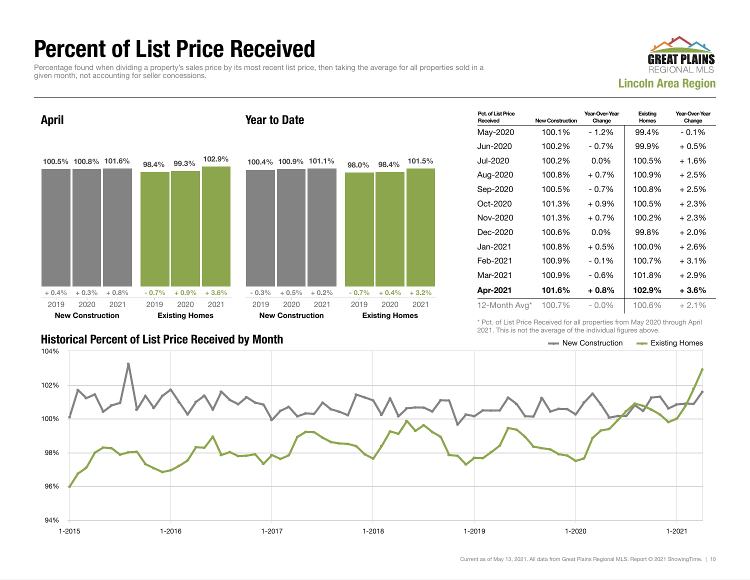# Percent of List Price Received

Percentage found when dividing a property's sales price by its most recent list price, then taking the average for all properties sold in a given month, not accounting for seller concessions.

GREAT PLAINS REGIONAL MLS
**Lincoln Area Region**

## April

| | 2019 | 2020 | 2021 |
|---|---|---|---|
| **New Construction** | 100.5% | 100.8% | 101.6% |
| Change | + 0.4% | + 0.3% | + 0.8% |
| **Existing Homes** | 98.4% | 99.3% | 102.9% |
| Change | - 0.7% | + 0.9% | + 3.6% |

## Year to Date

| | 2019 | 2020 | 2021 |
|---|---|---|---|
| **New Construction** | 100.4% | 100.9% | 101.1% |
| Change | - 0.3% | + 0.5% | + 0.2% |
| **Existing Homes** | 98.0% | 98.4% | 101.5% |
| Change | - 0.7% | + 0.4% | + 3.2% |

| Pct. of List Price Received | New Construction | Year-Over-Year Change | Existing Homes | Year-Over-Year Change |
|---|---|---|---|---|
| May-2020 | 100.1% | - 1.2% | 99.4% | - 0.1% |
| Jun-2020 | 100.2% | - 0.7% | 99.9% | + 0.5% |
| Jul-2020 | 100.2% | 0.0% | 100.5% | + 1.6% |
| Aug-2020 | 100.8% | + 0.7% | 100.9% | + 2.5% |
| Sep-2020 | 100.5% | - 0.7% | 100.8% | + 2.5% |
| Oct-2020 | 101.3% | + 0.9% | 100.5% | + 2.3% |
| Nov-2020 | 101.3% | + 0.7% | 100.2% | + 2.3% |
| Dec-2020 | 100.6% | 0.0% | 99.8% | + 2.0% |
| Jan-2021 | 100.8% | + 0.5% | 100.0% | + 2.6% |
| Feb-2021 | 100.9% | - 0.1% | 100.7% | + 3.1% |
| Mar-2021 | 100.9% | - 0.6% | 101.8% | + 2.9% |
| **Apr-2021** | **101.6%** | **+ 0.8%** | **102.9%** | **+ 3.6%** |
| 12-Month Avg* | 100.7% | - 0.0% | 100.6% | + 2.1% |

\* Pct. of List Price Received for all properties from May 2020 through April 2021. This is not the average of the individual figures above.

## Historical Percent of List Price Received by Month

New Construction — Existing Homes

Current as of May 13, 2021. All data from Great Plains Regional MLS. Report © 2021 ShowingTime.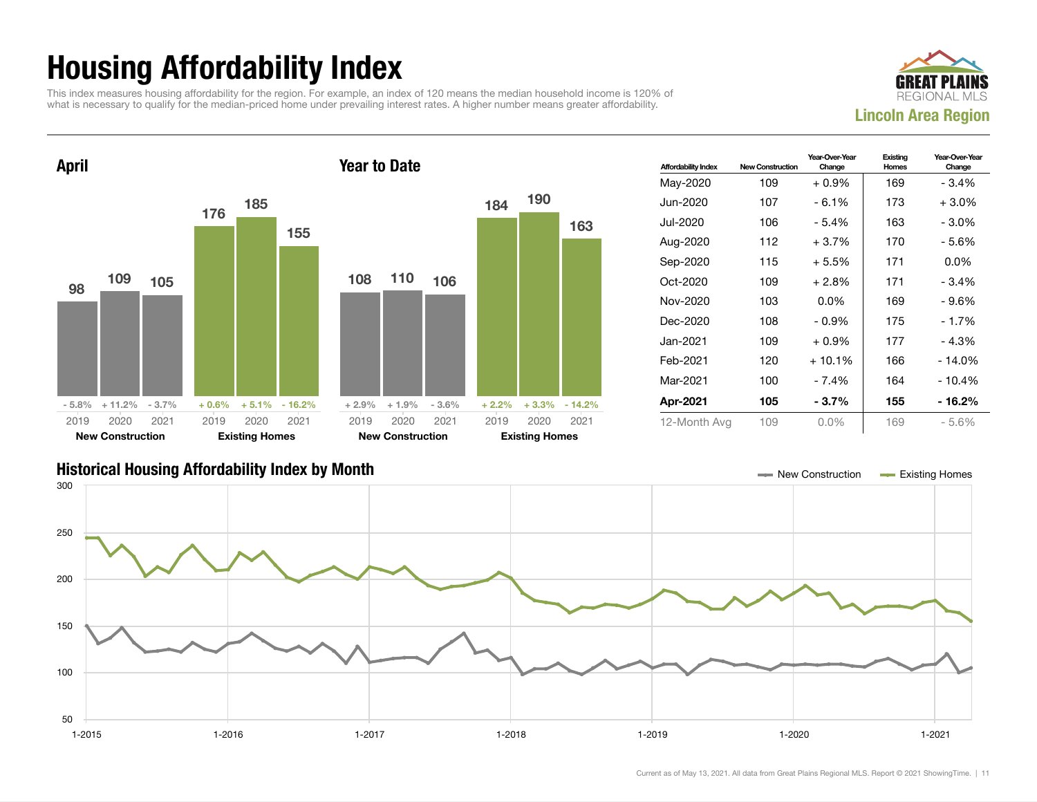# Housing Affordability Index

This index measures housing affordability for the region. For example, an index of 120 means the median household income is 120% of what is necessary to qualify for the median-priced home under prevailing interest rates. A higher number means greater affordability.

**GREAT PLAINS REGIONAL MLS**
**Lincoln Area Region**

## April

| | 2019 | 2020 | 2021 |
|---|---|---|---|
| New Construction | 98 | 109 | 105 |
| Change | - 5.8% | + 11.2% | - 3.7% |
| Existing Homes | 176 | 185 | 155 |
| Change | + 0.6% | + 5.1% | - 16.2% |

## Year to Date

| | 2019 | 2020 | 2021 |
|---|---|---|---|
| New Construction | 108 | 110 | 106 |
| Change | + 2.9% | + 1.9% | - 3.6% |
| Existing Homes | 184 | 190 | 163 |
| Change | + 2.2% | + 3.3% | - 14.2% |

| Affordability Index | New Construction | Year-Over-Year Change | Existing Homes | Year-Over-Year Change |
|---|---|---|---|---|
| May-2020 | 109 | + 0.9% | 169 | - 3.4% |
| Jun-2020 | 107 | - 6.1% | 173 | + 3.0% |
| Jul-2020 | 106 | - 5.4% | 163 | - 3.0% |
| Aug-2020 | 112 | + 3.7% | 170 | - 5.6% |
| Sep-2020 | 115 | + 5.5% | 171 | 0.0% |
| Oct-2020 | 109 | + 2.8% | 171 | - 3.4% |
| Nov-2020 | 103 | 0.0% | 169 | - 9.6% |
| Dec-2020 | 108 | - 0.9% | 175 | - 1.7% |
| Jan-2021 | 109 | + 0.9% | 177 | - 4.3% |
| Feb-2021 | 120 | + 10.1% | 166 | - 14.0% |
| Mar-2021 | 100 | - 7.4% | 164 | - 10.4% |
| **Apr-2021** | **105** | **- 3.7%** | **155** | **- 16.2%** |
| 12-Month Avg | 109 | 0.0% | 169 | - 5.6% |

## Historical Housing Affordability Index by Month

New Construction — Existing Homes

Current as of May 13, 2021. All data from Great Plains Regional MLS. Report © 2021 ShowingTime.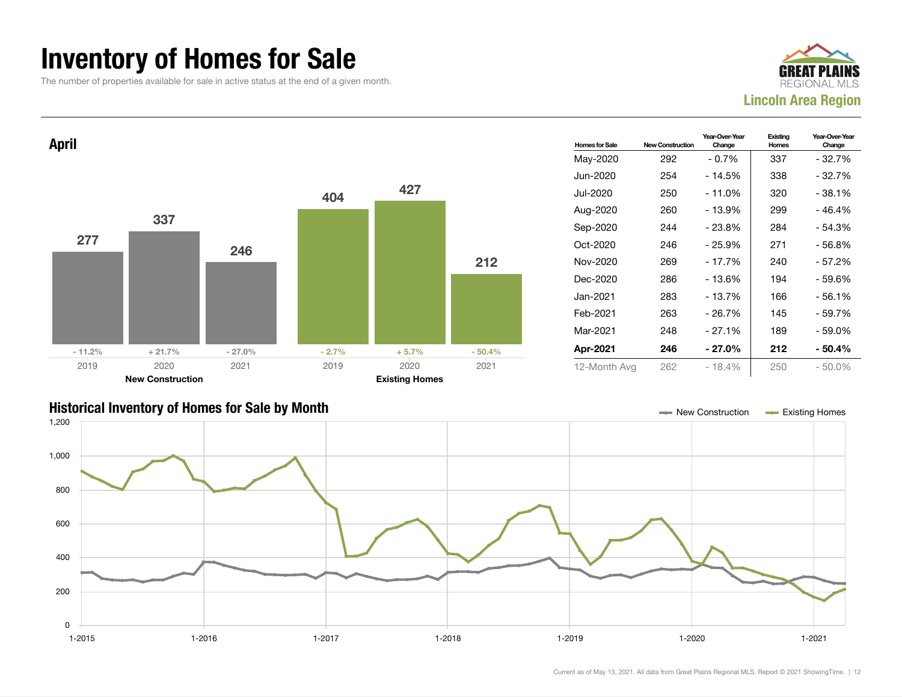# Inventory of Homes for Sale

The number of properties available for sale in active status at the end of a given month.

GREAT PLAINS REGIONAL MLS

**Lincoln Area Region**

## April

| | 2019 | 2020 | 2021 |
|---|---|---|---|
| **New Construction** | 277 | 337 | 246 |
| Year-Over-Year Change | - 11.2% | + 21.7% | - 27.0% |
| **Existing Homes** | 404 | 427 | 212 |
| Year-Over-Year Change | - 2.7% | + 5.7% | - 50.4% |

| Homes for Sale | New Construction | Year-Over-Year Change | Existing Homes | Year-Over-Year Change |
|---|---|---|---|---|
| May-2020 | 292 | - 0.7% | 337 | - 32.7% |
| Jun-2020 | 254 | - 14.5% | 338 | - 32.7% |
| Jul-2020 | 250 | - 11.0% | 320 | - 38.1% |
| Aug-2020 | 260 | - 13.9% | 299 | - 46.4% |
| Sep-2020 | 244 | - 23.8% | 284 | - 54.3% |
| Oct-2020 | 246 | - 25.9% | 271 | - 56.8% |
| Nov-2020 | 269 | - 17.7% | 240 | - 57.2% |
| Dec-2020 | 286 | - 13.6% | 194 | - 59.6% |
| Jan-2021 | 283 | - 13.7% | 166 | - 56.1% |
| Feb-2021 | 263 | - 26.7% | 145 | - 59.7% |
| Mar-2021 | 248 | - 27.1% | 189 | - 59.0% |
| **Apr-2021** | **246** | **- 27.0%** | **212** | **- 50.4%** |
| 12-Month Avg | 262 | - 18.4% | 250 | - 50.0% |

## Historical Inventory of Homes for Sale by Month

New Construction | Existing Homes

Current as of May 13, 2021. All data from Great Plains Regional MLS. Report © 2021 ShowingTime.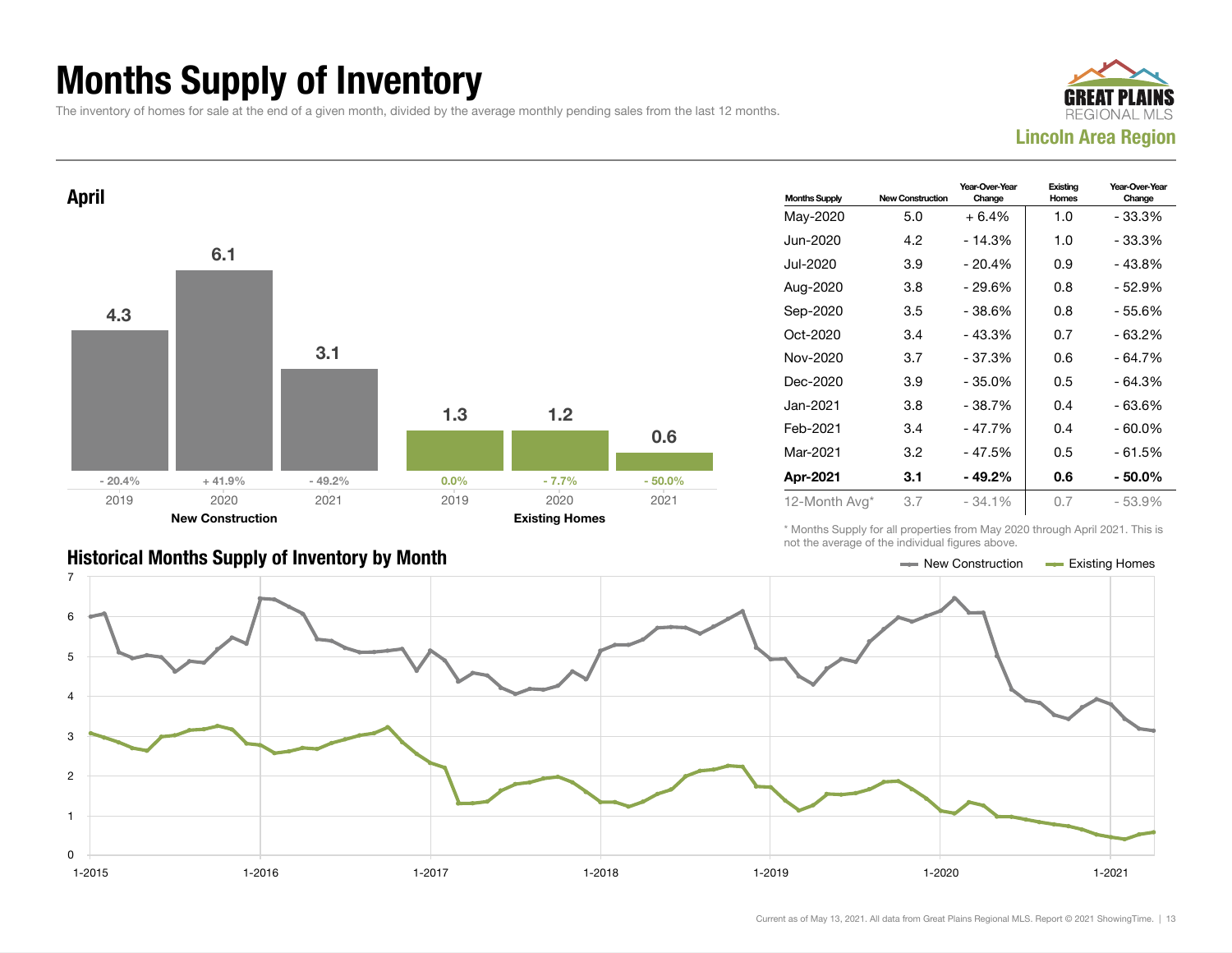# Months Supply of Inventory

The inventory of homes for sale at the end of a given month, divided by the average monthly pending sales from the last 12 months.

**Lincoln Area Region**

## April

| | 2019 | 2020 | 2021 |
|---|---|---|---|
| New Construction | 4.3 (- 20.4%) | 6.1 (+ 41.9%) | 3.1 (- 49.2%) |
| Existing Homes | 1.3 (0.0%) | 1.2 (- 7.7%) | 0.6 (- 50.0%) |

| Months Supply | New Construction | Year-Over-Year Change | Existing Homes | Year-Over-Year Change |
|---|---|---|---|---|
| May-2020 | 5.0 | + 6.4% | 1.0 | - 33.3% |
| Jun-2020 | 4.2 | - 14.3% | 1.0 | - 33.3% |
| Jul-2020 | 3.9 | - 20.4% | 0.9 | - 43.8% |
| Aug-2020 | 3.8 | - 29.6% | 0.8 | - 52.9% |
| Sep-2020 | 3.5 | - 38.6% | 0.8 | - 55.6% |
| Oct-2020 | 3.4 | - 43.3% | 0.7 | - 63.2% |
| Nov-2020 | 3.7 | - 37.3% | 0.6 | - 64.7% |
| Dec-2020 | 3.9 | - 35.0% | 0.5 | - 64.3% |
| Jan-2021 | 3.8 | - 38.7% | 0.4 | - 63.6% |
| Feb-2021 | 3.4 | - 47.7% | 0.4 | - 60.0% |
| Mar-2021 | 3.2 | - 47.5% | 0.5 | - 61.5% |
| **Apr-2021** | **3.1** | **- 49.2%** | **0.6** | **- 50.0%** |
| 12-Month Avg* | 3.7 | - 34.1% | 0.7 | - 53.9% |

\* Months Supply for all properties from May 2020 through April 2021. This is not the average of the individual figures above.

## Historical Months Supply of Inventory by Month

Current as of May 13, 2021. All data from Great Plains Regional MLS. Report © 2021 ShowingTime.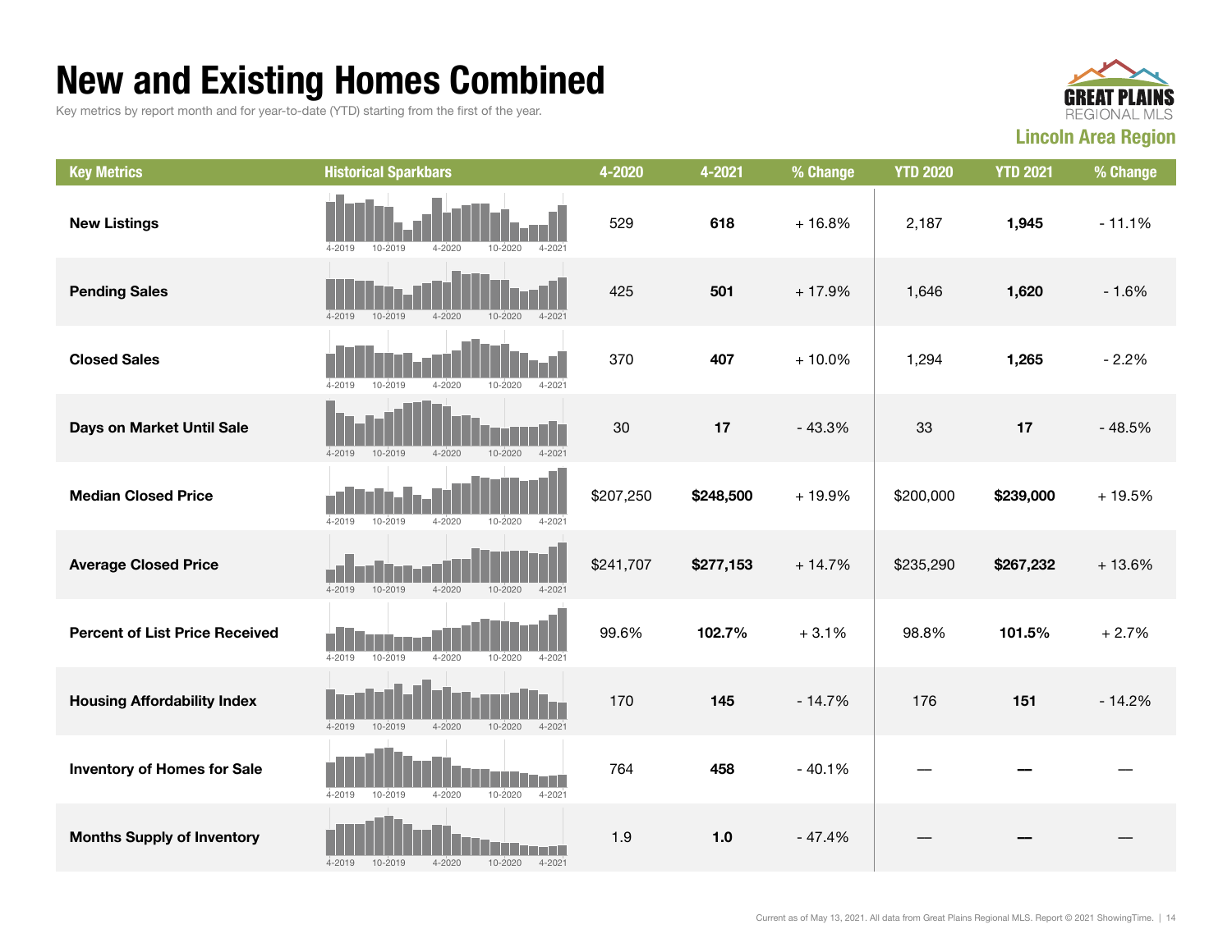# New and Existing Homes Combined

Key metrics by report month and for year-to-date (YTD) starting from the first of the year.

GREAT PLAINS REGIONAL MLS

**Lincoln Area Region**

| Key Metrics | Historical Sparkbars | 4-2020 | 4-2021 | % Change | YTD 2020 | YTD 2021 | % Change |
|---|---|---|---|---|---|---|---|
| **New Listings** | 4-2019 10-2019 4-2020 10-2020 4-2021 | 529 | **618** | + 16.8% | 2,187 | **1,945** | - 11.1% |
| **Pending Sales** | 4-2019 10-2019 4-2020 10-2020 4-2021 | 425 | **501** | + 17.9% | 1,646 | **1,620** | - 1.6% |
| **Closed Sales** | 4-2019 10-2019 4-2020 10-2020 4-2021 | 370 | **407** | + 10.0% | 1,294 | **1,265** | - 2.2% |
| **Days on Market Until Sale** | 4-2019 10-2019 4-2020 10-2020 4-2021 | 30 | **17** | - 43.3% | 33 | **17** | - 48.5% |
| **Median Closed Price** | 4-2019 10-2019 4-2020 10-2020 4-2021 | $207,250 | **$248,500** | + 19.9% | $200,000 | **$239,000** | + 19.5% |
| **Average Closed Price** | 4-2019 10-2019 4-2020 10-2020 4-2021 | $241,707 | **$277,153** | + 14.7% | $235,290 | **$267,232** | + 13.6% |
| **Percent of List Price Received** | 4-2019 10-2019 4-2020 10-2020 4-2021 | 99.6% | **102.7%** | + 3.1% | 98.8% | **101.5%** | + 2.7% |
| **Housing Affordability Index** | 4-2019 10-2019 4-2020 10-2020 4-2021 | 170 | **145** | - 14.7% | 176 | **151** | - 14.2% |
| **Inventory of Homes for Sale** | 4-2019 10-2019 4-2020 10-2020 4-2021 | 764 | **458** | - 40.1% | — | **—** | — |
| **Months Supply of Inventory** | 4-2019 10-2019 4-2020 10-2020 4-2021 | 1.9 | **1.0** | - 47.4% | — | **—** | — |

Current as of May 13, 2021. All data from Great Plains Regional MLS. Report © 2021 ShowingTime.